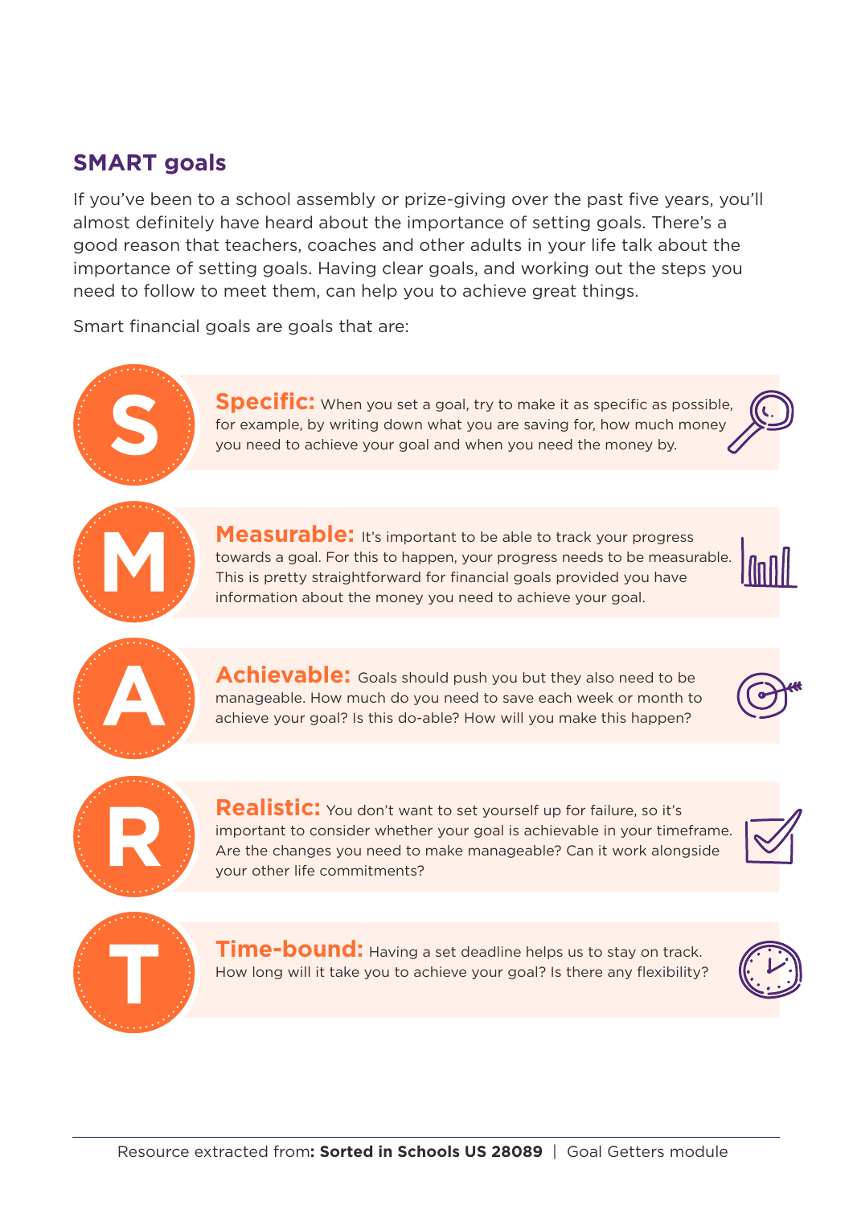## SMART goals

If you've been to a school assembly or prize-giving over the past five years, you'll almost definitely have heard about the importance of setting goals. There's a good reason that teachers, coaches and other adults in your life talk about the importance of setting goals. Having clear goals, and working out the steps you need to follow to meet them, can help you to achieve great things.

Smart financial goals are goals that are:

**S**

**Specific:** When you set a goal, try to make it as specific as possible, for example, by writing down what you are saving for, how much money you need to achieve your goal and when you need the money by.

**M**

**Measurable:** It's important to be able to track your progress towards a goal. For this to happen, your progress needs to be measurable. This is pretty straightforward for financial goals provided you have information about the money you need to achieve your goal.

**A**

**Achievable:** Goals should push you but they also need to be manageable. How much do you need to save each week or month to achieve your goal? Is this do-able? How will you make this happen?

**R**

**Realistic:** You don't want to set yourself up for failure, so it's important to consider whether your goal is achievable in your timeframe. Are the changes you need to make manageable? Can it work alongside your other life commitments?

**T**

**Time-bound:** Having a set deadline helps us to stay on track. How long will it take you to achieve your goal? Is there any flexibility?

Resource extracted from: **Sorted in Schools US 28089** | Goal Getters module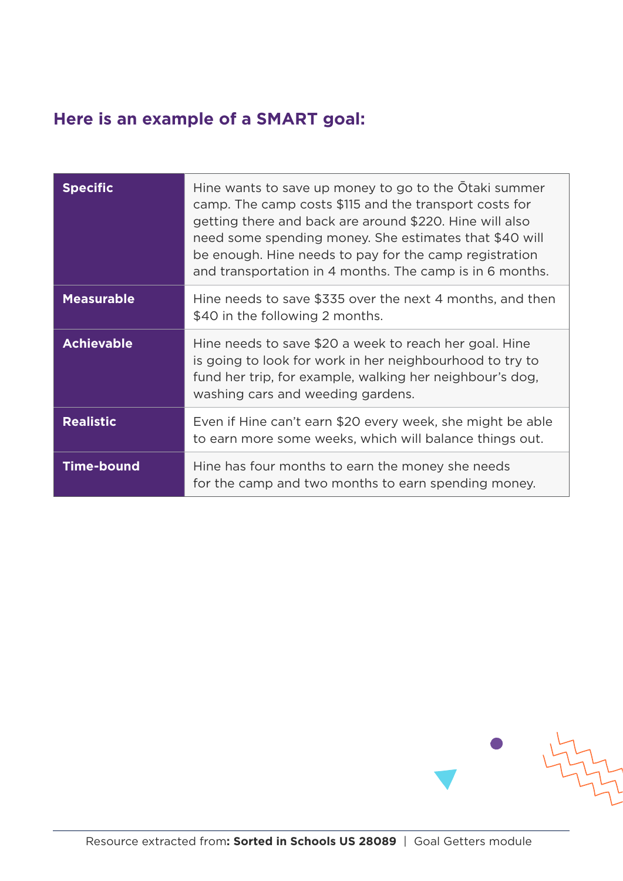## Here is an example of a SMART goal:

| | |
|---|---|
| **Specific** | Hine wants to save up money to go to the Ōtaki summer camp. The camp costs $115 and the transport costs for getting there and back are around $220. Hine will also need some spending money. She estimates that $40 will be enough. Hine needs to pay for the camp registration and transportation in 4 months. The camp is in 6 months. |
| **Measurable** | Hine needs to save $335 over the next 4 months, and then $40 in the following 2 months. |
| **Achievable** | Hine needs to save $20 a week to reach her goal. Hine is going to look for work in her neighbourhood to try to fund her trip, for example, walking her neighbour's dog, washing cars and weeding gardens. |
| **Realistic** | Even if Hine can't earn $20 every week, she might be able to earn more some weeks, which will balance things out. |
| **Time-bound** | Hine has four months to earn the money she needs for the camp and two months to earn spending money. |

Resource extracted from: **Sorted in Schools US 28089** | Goal Getters module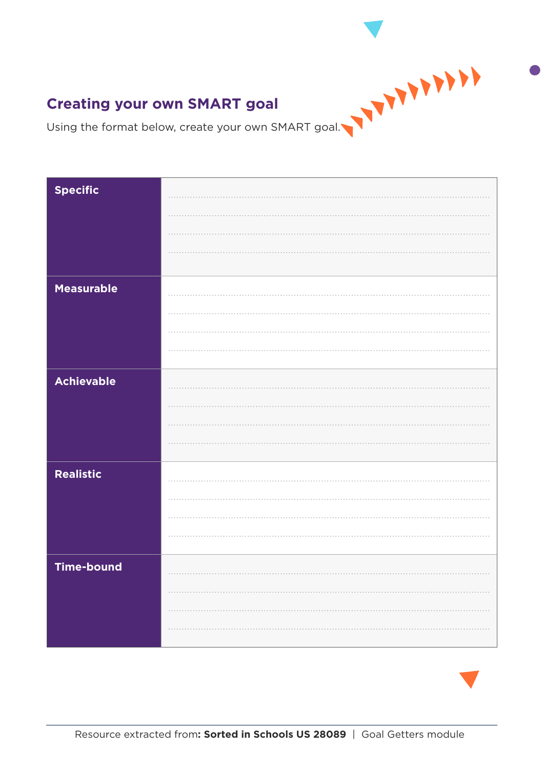## Creating your own SMART goal

Using the format below, create your own SMART goal.

| | |
|---|---|
| **Specific** | |
| **Measurable** | |
| **Achievable** | |
| **Realistic** | |
| **Time-bound** | |

Resource extracted from: **Sorted in Schools US 28089** | Goal Getters module